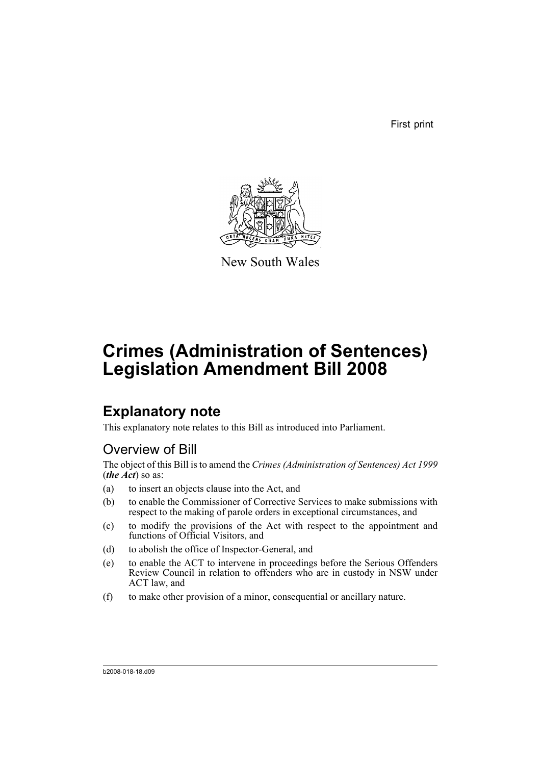First print

New South Wales

# Crimes (Administration of Sentences) Legislation Amendment Bill 2008

## Explanatory note

This explanatory note relates to this Bill as introduced into Parliament.

### Overview of Bill

The object of this Bill is to amend the *Crimes (Administration of Sentences) Act 1999* (***the Act***) so as:

(a) to insert an objects clause into the Act, and

(b) to enable the Commissioner of Corrective Services to make submissions with respect to the making of parole orders in exceptional circumstances, and

(c) to modify the provisions of the Act with respect to the appointment and functions of Official Visitors, and

(d) to abolish the office of Inspector-General, and

(e) to enable the ACT to intervene in proceedings before the Serious Offenders Review Council in relation to offenders who are in custody in NSW under ACT law, and

(f) to make other provision of a minor, consequential or ancillary nature.

b2008-018-18.d09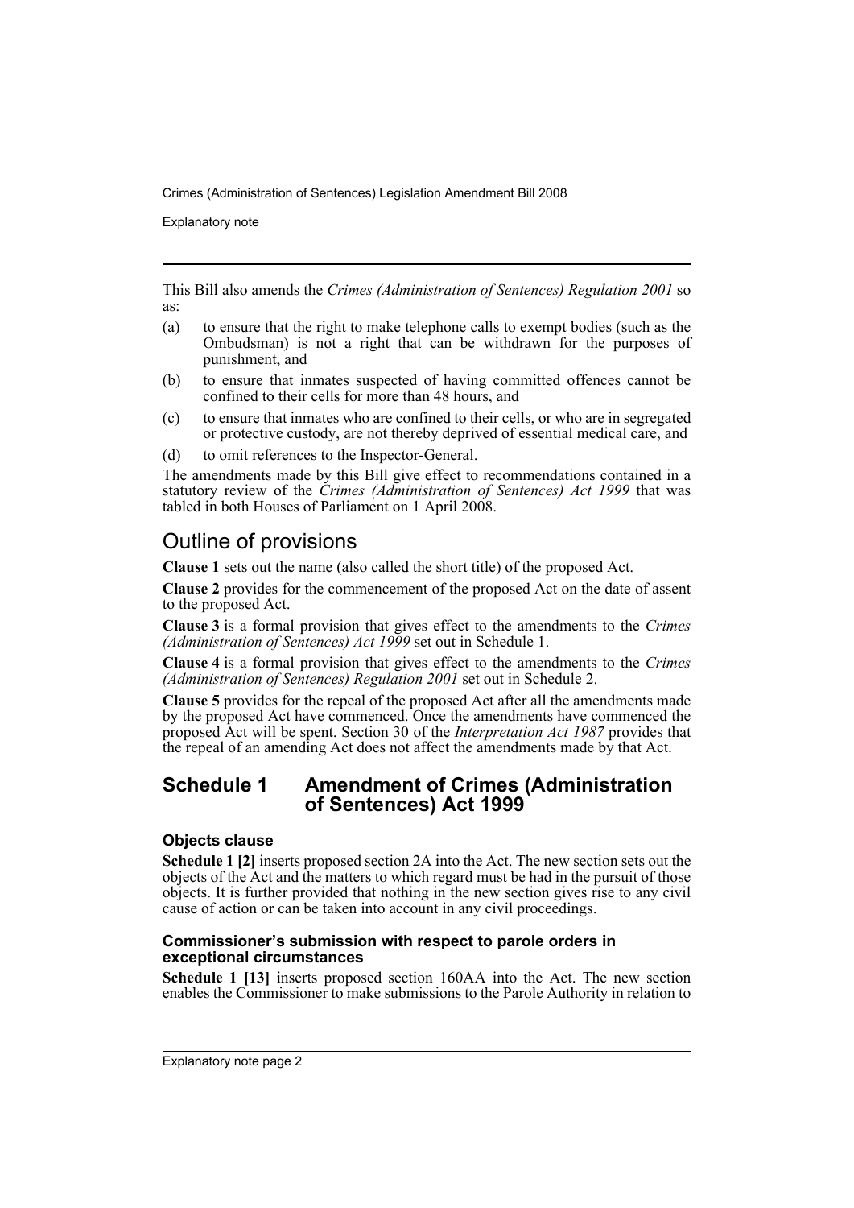This Bill also amends the *Crimes (Administration of Sentences) Regulation 2001* so as:

(a) to ensure that the right to make telephone calls to exempt bodies (such as the Ombudsman) is not a right that can be withdrawn for the purposes of punishment, and

(b) to ensure that inmates suspected of having committed offences cannot be confined to their cells for more than 48 hours, and

(c) to ensure that inmates who are confined to their cells, or who are in segregated or protective custody, are not thereby deprived of essential medical care, and

(d) to omit references to the Inspector-General.

The amendments made by this Bill give effect to recommendations contained in a statutory review of the *Crimes (Administration of Sentences) Act 1999* that was tabled in both Houses of Parliament on 1 April 2008.

## Outline of provisions

**Clause 1** sets out the name (also called the short title) of the proposed Act.

**Clause 2** provides for the commencement of the proposed Act on the date of assent to the proposed Act.

**Clause 3** is a formal provision that gives effect to the amendments to the *Crimes (Administration of Sentences) Act 1999* set out in Schedule 1.

**Clause 4** is a formal provision that gives effect to the amendments to the *Crimes (Administration of Sentences) Regulation 2001* set out in Schedule 2.

**Clause 5** provides for the repeal of the proposed Act after all the amendments made by the proposed Act have commenced. Once the amendments have commenced the proposed Act will be spent. Section 30 of the *Interpretation Act 1987* provides that the repeal of an amending Act does not affect the amendments made by that Act.

## Schedule 1 Amendment of Crimes (Administration of Sentences) Act 1999

### Objects clause

**Schedule 1 [2]** inserts proposed section 2A into the Act. The new section sets out the objects of the Act and the matters to which regard must be had in the pursuit of those objects. It is further provided that nothing in the new section gives rise to any civil cause of action or can be taken into account in any civil proceedings.

### Commissioner's submission with respect to parole orders in exceptional circumstances

**Schedule 1 [13]** inserts proposed section 160AA into the Act. The new section enables the Commissioner to make submissions to the Parole Authority in relation to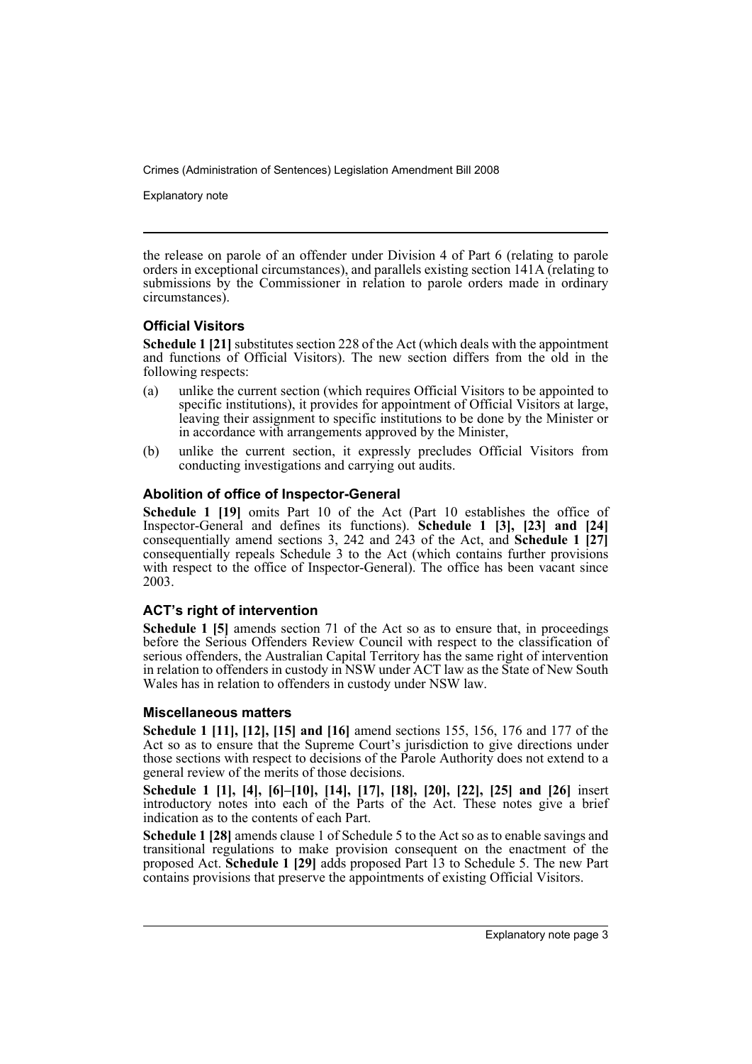the release on parole of an offender under Division 4 of Part 6 (relating to parole orders in exceptional circumstances), and parallels existing section 141A (relating to submissions by the Commissioner in relation to parole orders made in ordinary circumstances).

### Official Visitors

**Schedule 1 [21]** substitutes section 228 of the Act (which deals with the appointment and functions of Official Visitors). The new section differs from the old in the following respects:

(a) unlike the current section (which requires Official Visitors to be appointed to specific institutions), it provides for appointment of Official Visitors at large, leaving their assignment to specific institutions to be done by the Minister or in accordance with arrangements approved by the Minister,

(b) unlike the current section, it expressly precludes Official Visitors from conducting investigations and carrying out audits.

### Abolition of office of Inspector-General

**Schedule 1 [19]** omits Part 10 of the Act (Part 10 establishes the office of Inspector-General and defines its functions). **Schedule 1 [3], [23] and [24]** consequentially amend sections 3, 242 and 243 of the Act, and **Schedule 1 [27]** consequentially repeals Schedule 3 to the Act (which contains further provisions with respect to the office of Inspector-General). The office has been vacant since 2003.

### ACT's right of intervention

**Schedule 1 [5]** amends section 71 of the Act so as to ensure that, in proceedings before the Serious Offenders Review Council with respect to the classification of serious offenders, the Australian Capital Territory has the same right of intervention in relation to offenders in custody in NSW under ACT law as the State of New South Wales has in relation to offenders in custody under NSW law.

### Miscellaneous matters

**Schedule 1 [11], [12], [15] and [16]** amend sections 155, 156, 176 and 177 of the Act so as to ensure that the Supreme Court's jurisdiction to give directions under those sections with respect to decisions of the Parole Authority does not extend to a general review of the merits of those decisions.

**Schedule 1 [1], [4], [6]–[10], [14], [17], [18], [20], [22], [25] and [26]** insert introductory notes into each of the Parts of the Act. These notes give a brief indication as to the contents of each Part.

**Schedule 1 [28]** amends clause 1 of Schedule 5 to the Act so as to enable savings and transitional regulations to make provision consequent on the enactment of the proposed Act. **Schedule 1 [29]** adds proposed Part 13 to Schedule 5. The new Part contains provisions that preserve the appointments of existing Official Visitors.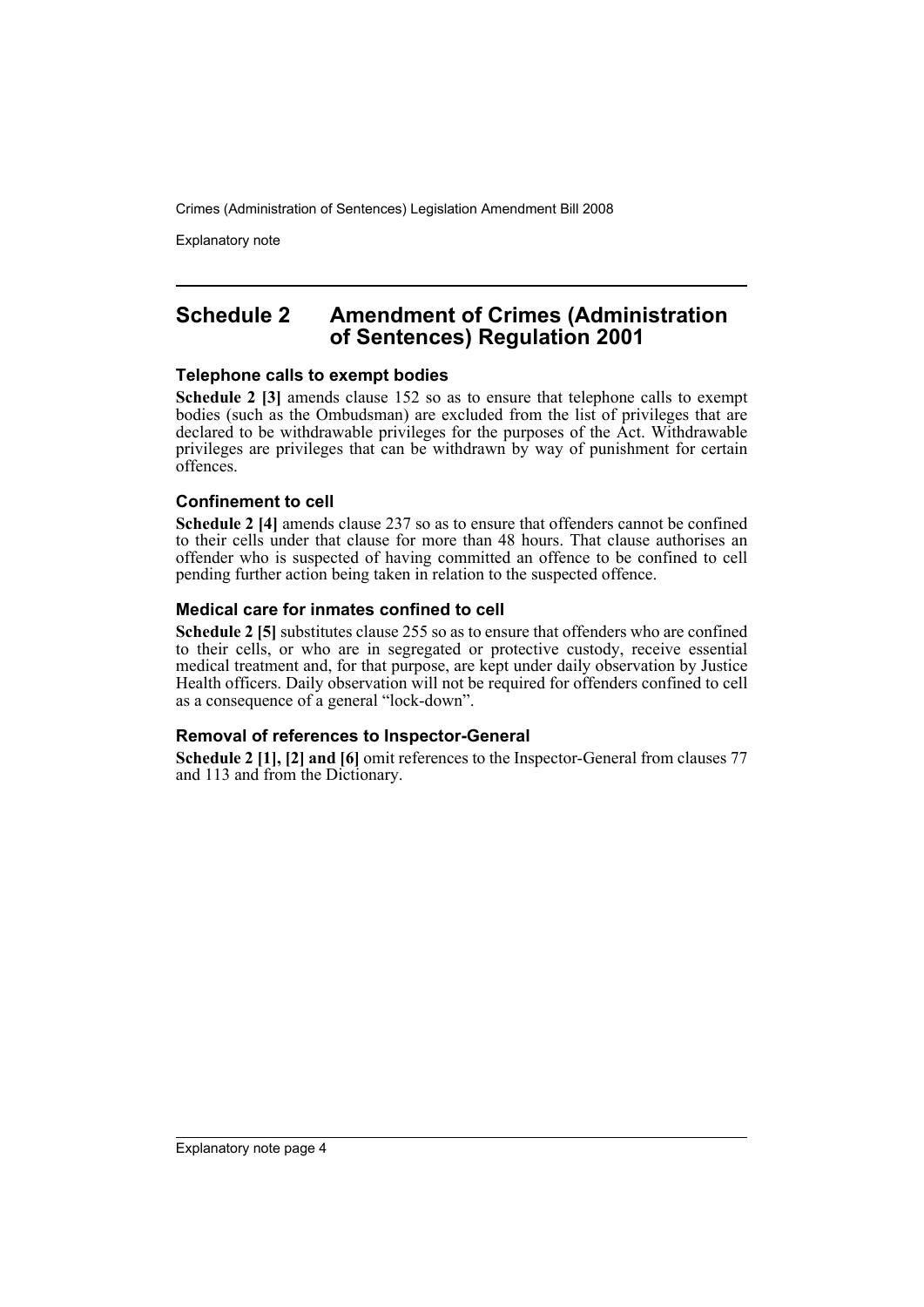## Schedule 2 Amendment of Crimes (Administration of Sentences) Regulation 2001

### Telephone calls to exempt bodies

**Schedule 2 [3]** amends clause 152 so as to ensure that telephone calls to exempt bodies (such as the Ombudsman) are excluded from the list of privileges that are declared to be withdrawable privileges for the purposes of the Act. Withdrawable privileges are privileges that can be withdrawn by way of punishment for certain offences.

### Confinement to cell

**Schedule 2 [4]** amends clause 237 so as to ensure that offenders cannot be confined to their cells under that clause for more than 48 hours. That clause authorises an offender who is suspected of having committed an offence to be confined to cell pending further action being taken in relation to the suspected offence.

### Medical care for inmates confined to cell

**Schedule 2 [5]** substitutes clause 255 so as to ensure that offenders who are confined to their cells, or who are in segregated or protective custody, receive essential medical treatment and, for that purpose, are kept under daily observation by Justice Health officers. Daily observation will not be required for offenders confined to cell as a consequence of a general "lock-down".

### Removal of references to Inspector-General

**Schedule 2 [1], [2] and [6]** omit references to the Inspector-General from clauses 77 and 113 and from the Dictionary.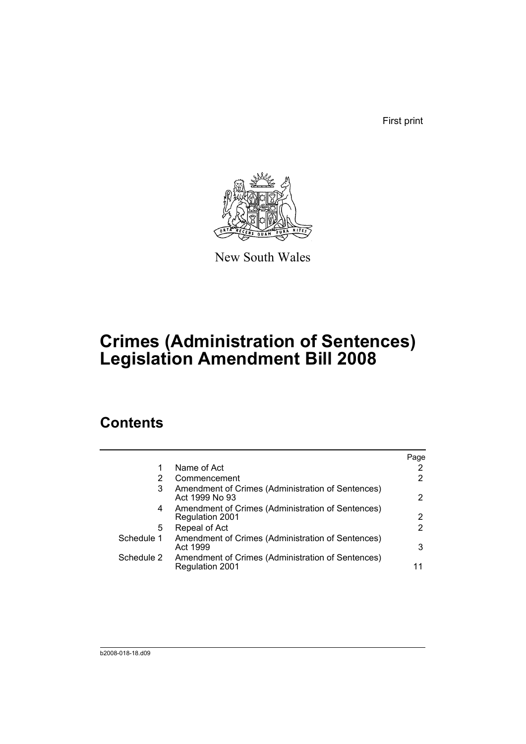First print

New South Wales

# Crimes (Administration of Sentences) Legislation Amendment Bill 2008

## Contents

| | | Page |
|---|---|---|
| 1 | Name of Act | 2 |
| 2 | Commencement | 2 |
| 3 | Amendment of Crimes (Administration of Sentences) Act 1999 No 93 | 2 |
| 4 | Amendment of Crimes (Administration of Sentences) Regulation 2001 | 2 |
| 5 | Repeal of Act | 2 |
| Schedule 1 | Amendment of Crimes (Administration of Sentences) Act 1999 | 3 |
| Schedule 2 | Amendment of Crimes (Administration of Sentences) Regulation 2001 | 11 |

b2008-018-18.d09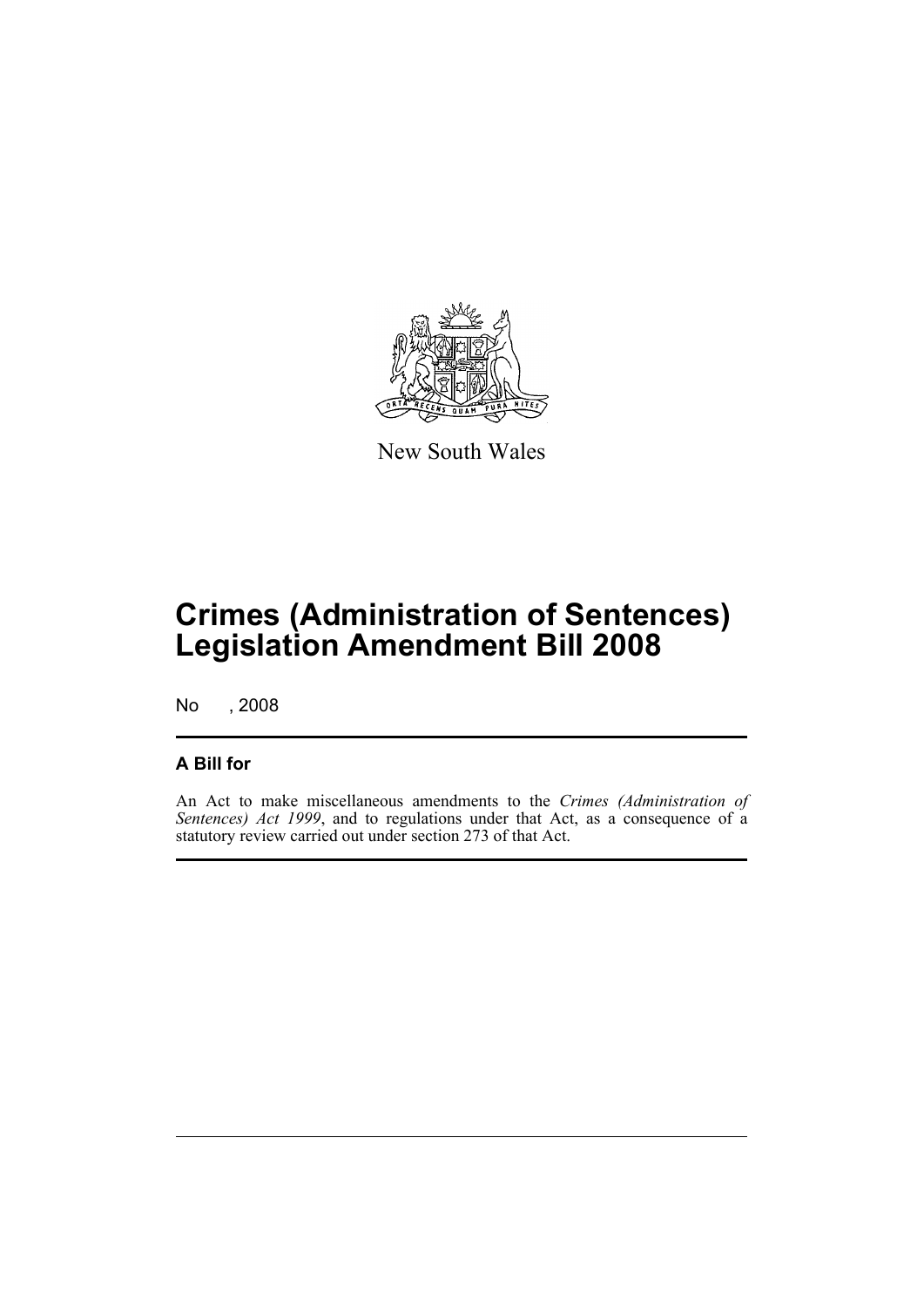New South Wales

# Crimes (Administration of Sentences) Legislation Amendment Bill 2008

No , 2008

## A Bill for

An Act to make miscellaneous amendments to the *Crimes (Administration of Sentences) Act 1999*, and to regulations under that Act, as a consequence of a statutory review carried out under section 273 of that Act.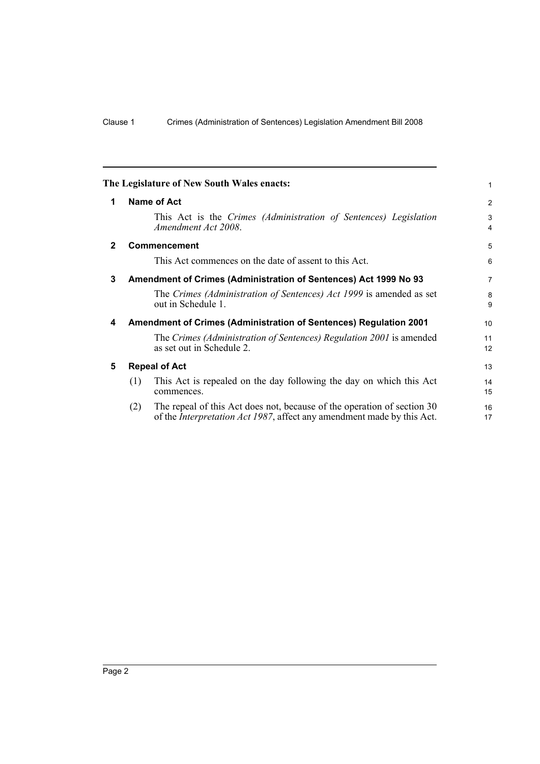**The Legislature of New South Wales enacts:**

## 1 Name of Act

This Act is the *Crimes (Administration of Sentences) Legislation Amendment Act 2008*.

## 2 Commencement

This Act commences on the date of assent to this Act.

## 3 Amendment of Crimes (Administration of Sentences) Act 1999 No 93

The *Crimes (Administration of Sentences) Act 1999* is amended as set out in Schedule 1.

## 4 Amendment of Crimes (Administration of Sentences) Regulation 2001

The *Crimes (Administration of Sentences) Regulation 2001* is amended as set out in Schedule 2.

## 5 Repeal of Act

(1) This Act is repealed on the day following the day on which this Act commences.

(2) The repeal of this Act does not, because of the operation of section 30 of the *Interpretation Act 1987*, affect any amendment made by this Act.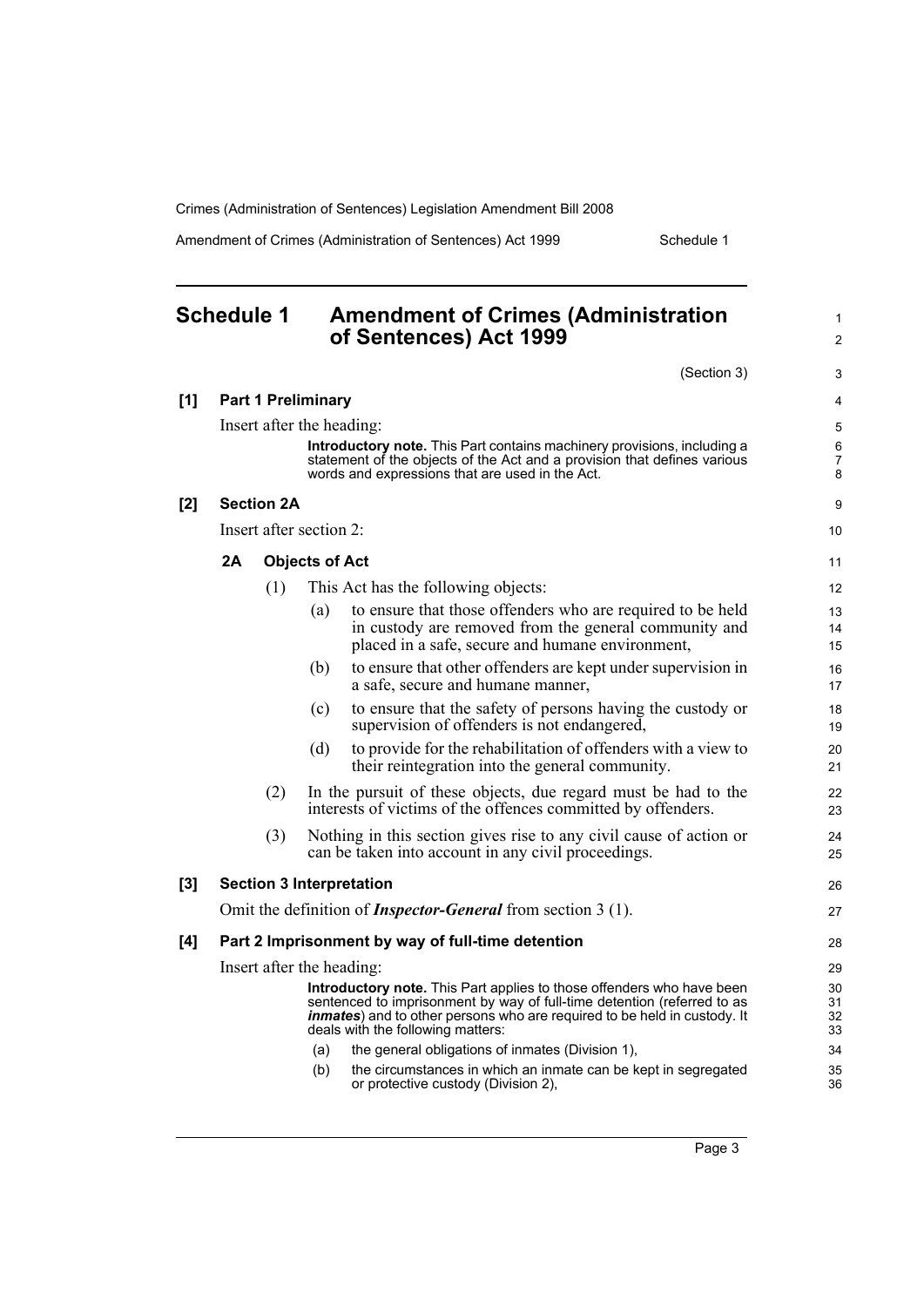## Schedule 1 Amendment of Crimes (Administration of Sentences) Act 1999

(Section 3)

**[1] Part 1 Preliminary**

Insert after the heading:

> **Introductory note.** This Part contains machinery provisions, including a statement of the objects of the Act and a provision that defines various words and expressions that are used in the Act.

**[2] Section 2A**

Insert after section 2:

**2A Objects of Act**

(1) This Act has the following objects:

(a) to ensure that those offenders who are required to be held in custody are removed from the general community and placed in a safe, secure and humane environment,

(b) to ensure that other offenders are kept under supervision in a safe, secure and humane manner,

(c) to ensure that the safety of persons having the custody or supervision of offenders is not endangered,

(d) to provide for the rehabilitation of offenders with a view to their reintegration into the general community.

(2) In the pursuit of these objects, due regard must be had to the interests of victims of the offences committed by offenders.

(3) Nothing in this section gives rise to any civil cause of action or can be taken into account in any civil proceedings.

**[3] Section 3 Interpretation**

Omit the definition of ***Inspector-General*** from section 3 (1).

**[4] Part 2 Imprisonment by way of full-time detention**

Insert after the heading:

> **Introductory note.** This Part applies to those offenders who have been sentenced to imprisonment by way of full-time detention (referred to as ***inmates***) and to other persons who are required to be held in custody. It deals with the following matters:
>
> (a) the general obligations of inmates (Division 1),
>
> (b) the circumstances in which an inmate can be kept in segregated or protective custody (Division 2),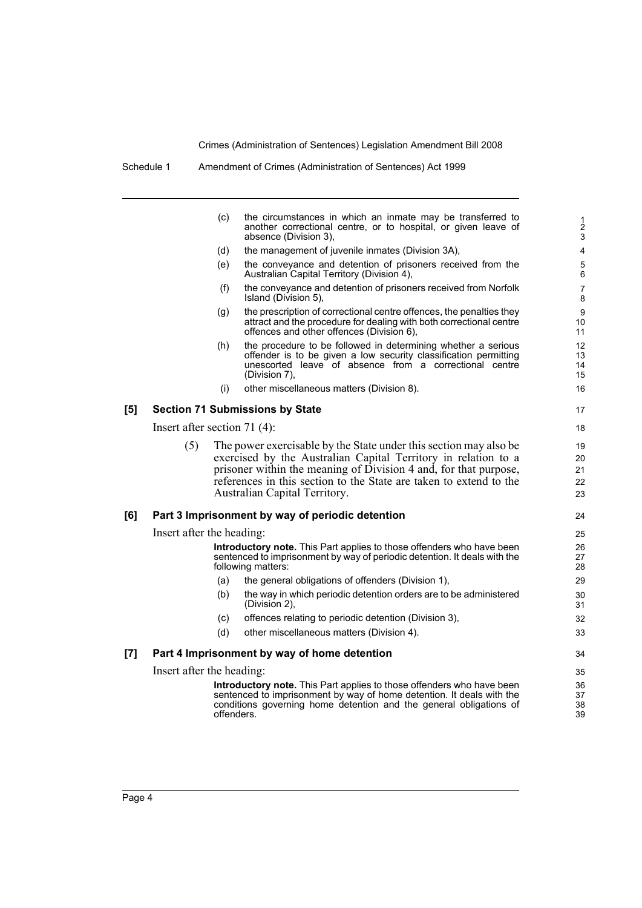(c) the circumstances in which an inmate may be transferred to another correctional centre, or to hospital, or given leave of absence (Division 3),

(d) the management of juvenile inmates (Division 3A),

(e) the conveyance and detention of prisoners received from the Australian Capital Territory (Division 4),

(f) the conveyance and detention of prisoners received from Norfolk Island (Division 5),

(g) the prescription of correctional centre offences, the penalties they attract and the procedure for dealing with both correctional centre offences and other offences (Division 6),

(h) the procedure to be followed in determining whether a serious offender is to be given a low security classification permitting unescorted leave of absence from a correctional centre (Division 7),

(i) other miscellaneous matters (Division 8).

**[5] Section 71 Submissions by State**

Insert after section 71 (4):

(5) The power exercisable by the State under this section may also be exercised by the Australian Capital Territory in relation to a prisoner within the meaning of Division 4 and, for that purpose, references in this section to the State are taken to extend to the Australian Capital Territory.

**[6] Part 3 Imprisonment by way of periodic detention**

Insert after the heading:

**Introductory note.** This Part applies to those offenders who have been sentenced to imprisonment by way of periodic detention. It deals with the following matters:

(a) the general obligations of offenders (Division 1),

(b) the way in which periodic detention orders are to be administered (Division 2),

(c) offences relating to periodic detention (Division 3),

(d) other miscellaneous matters (Division 4).

**[7] Part 4 Imprisonment by way of home detention**

Insert after the heading:

**Introductory note.** This Part applies to those offenders who have been sentenced to imprisonment by way of home detention. It deals with the conditions governing home detention and the general obligations of offenders.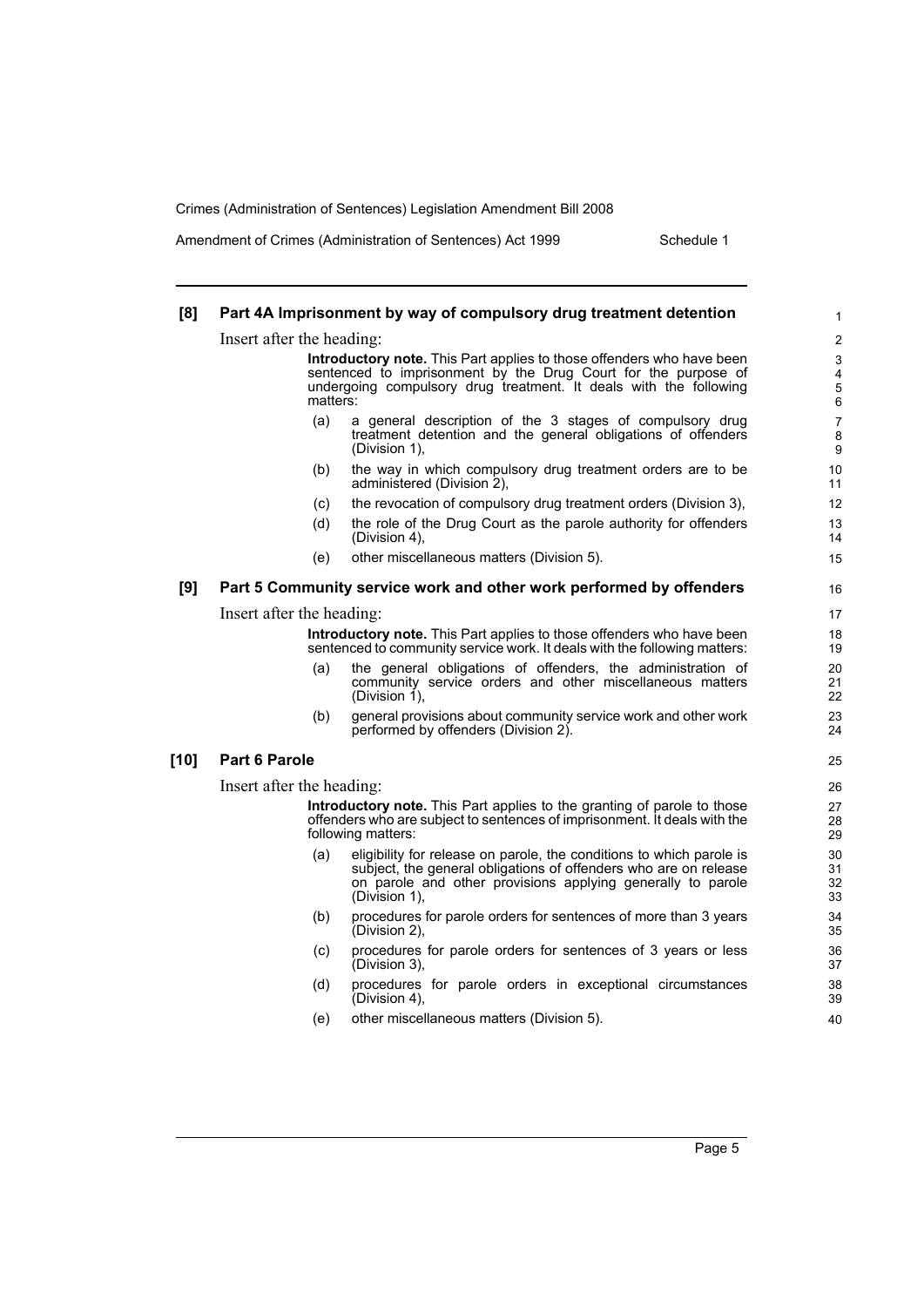### [8] Part 4A Imprisonment by way of compulsory drug treatment detention

Insert after the heading:

> **Introductory note.** This Part applies to those offenders who have been sentenced to imprisonment by the Drug Court for the purpose of undergoing compulsory drug treatment. It deals with the following matters:
>
> (a) a general description of the 3 stages of compulsory drug treatment detention and the general obligations of offenders (Division 1),
>
> (b) the way in which compulsory drug treatment orders are to be administered (Division 2),
>
> (c) the revocation of compulsory drug treatment orders (Division 3),
>
> (d) the role of the Drug Court as the parole authority for offenders (Division 4),
>
> (e) other miscellaneous matters (Division 5).

### [9] Part 5 Community service work and other work performed by offenders

Insert after the heading:

> **Introductory note.** This Part applies to those offenders who have been sentenced to community service work. It deals with the following matters:
>
> (a) the general obligations of offenders, the administration of community service orders and other miscellaneous matters (Division 1),
>
> (b) general provisions about community service work and other work performed by offenders (Division 2).

### [10] Part 6 Parole

Insert after the heading:

> **Introductory note.** This Part applies to the granting of parole to those offenders who are subject to sentences of imprisonment. It deals with the following matters:
>
> (a) eligibility for release on parole, the conditions to which parole is subject, the general obligations of offenders who are on release on parole and other provisions applying generally to parole (Division 1),
>
> (b) procedures for parole orders for sentences of more than 3 years (Division 2),
>
> (c) procedures for parole orders for sentences of 3 years or less (Division 3),
>
> (d) procedures for parole orders in exceptional circumstances (Division 4),
>
> (e) other miscellaneous matters (Division 5).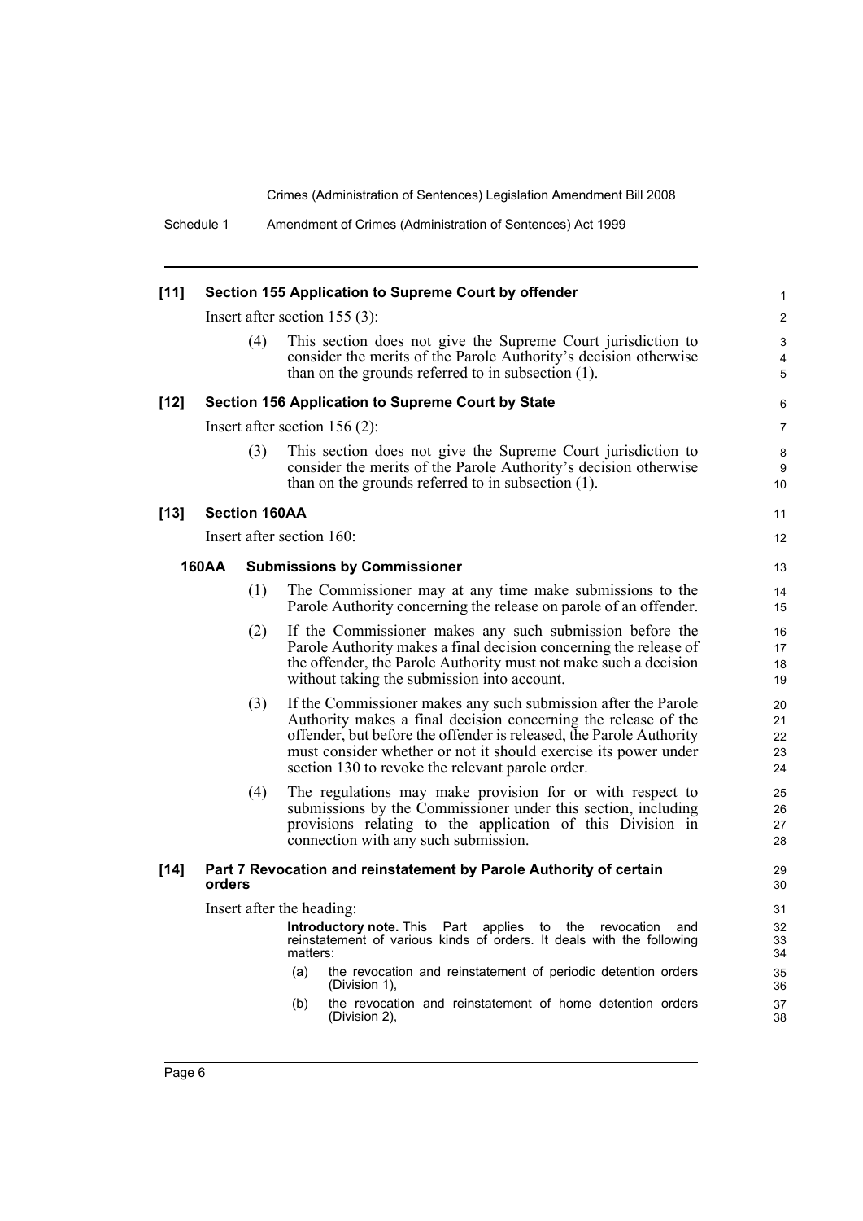**[11] Section 155 Application to Supreme Court by offender**

Insert after section 155 (3):

(4) This section does not give the Supreme Court jurisdiction to consider the merits of the Parole Authority's decision otherwise than on the grounds referred to in subsection (1).

**[12] Section 156 Application to Supreme Court by State**

Insert after section 156 (2):

(3) This section does not give the Supreme Court jurisdiction to consider the merits of the Parole Authority's decision otherwise than on the grounds referred to in subsection (1).

**[13] Section 160AA**

Insert after section 160:

**160AA Submissions by Commissioner**

(1) The Commissioner may at any time make submissions to the Parole Authority concerning the release on parole of an offender.

(2) If the Commissioner makes any such submission before the Parole Authority makes a final decision concerning the release of the offender, the Parole Authority must not make such a decision without taking the submission into account.

(3) If the Commissioner makes any such submission after the Parole Authority makes a final decision concerning the release of the offender, but before the offender is released, the Parole Authority must consider whether or not it should exercise its power under section 130 to revoke the relevant parole order.

(4) The regulations may make provision for or with respect to submissions by the Commissioner under this section, including provisions relating to the application of this Division in connection with any such submission.

**[14] Part 7 Revocation and reinstatement by Parole Authority of certain orders**

Insert after the heading:

**Introductory note.** This Part applies to the revocation and reinstatement of various kinds of orders. It deals with the following matters:

(a) the revocation and reinstatement of periodic detention orders (Division 1),

(b) the revocation and reinstatement of home detention orders (Division 2),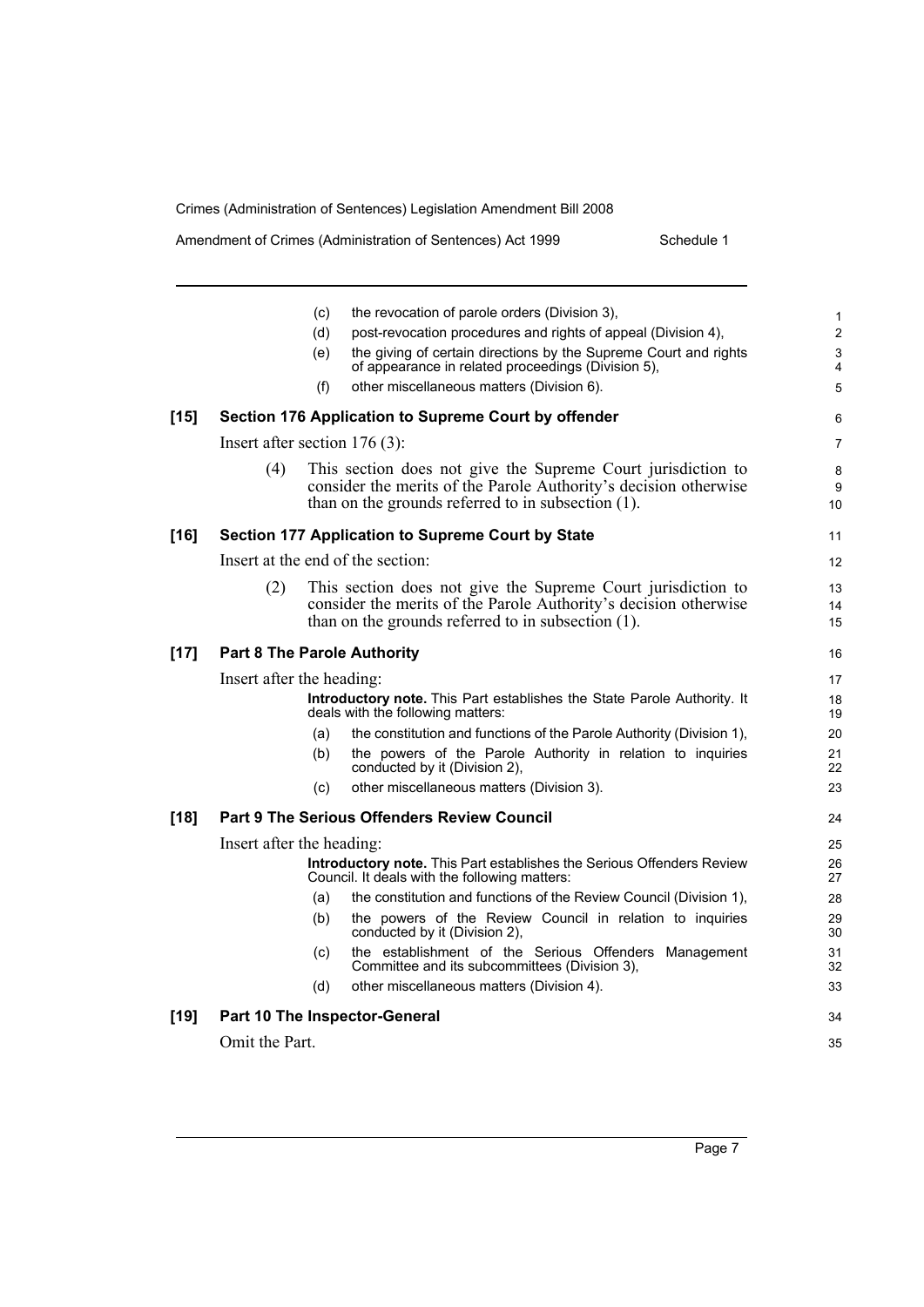(c) the revocation of parole orders (Division 3),

(d) post-revocation procedures and rights of appeal (Division 4),

(e) the giving of certain directions by the Supreme Court and rights of appearance in related proceedings (Division 5),

(f) other miscellaneous matters (Division 6).

**[15] Section 176 Application to Supreme Court by offender**

Insert after section 176 (3):

(4) This section does not give the Supreme Court jurisdiction to consider the merits of the Parole Authority's decision otherwise than on the grounds referred to in subsection (1).

**[16] Section 177 Application to Supreme Court by State**

Insert at the end of the section:

(2) This section does not give the Supreme Court jurisdiction to consider the merits of the Parole Authority's decision otherwise than on the grounds referred to in subsection (1).

**[17] Part 8 The Parole Authority**

Insert after the heading:

**Introductory note.** This Part establishes the State Parole Authority. It deals with the following matters:

(a) the constitution and functions of the Parole Authority (Division 1),

(b) the powers of the Parole Authority in relation to inquiries conducted by it (Division 2),

(c) other miscellaneous matters (Division 3).

**[18] Part 9 The Serious Offenders Review Council**

Insert after the heading:

**Introductory note.** This Part establishes the Serious Offenders Review Council. It deals with the following matters:

(a) the constitution and functions of the Review Council (Division 1),

(b) the powers of the Review Council in relation to inquiries conducted by it (Division 2),

(c) the establishment of the Serious Offenders Management Committee and its subcommittees (Division 3),

(d) other miscellaneous matters (Division 4).

**[19] Part 10 The Inspector-General**

Omit the Part.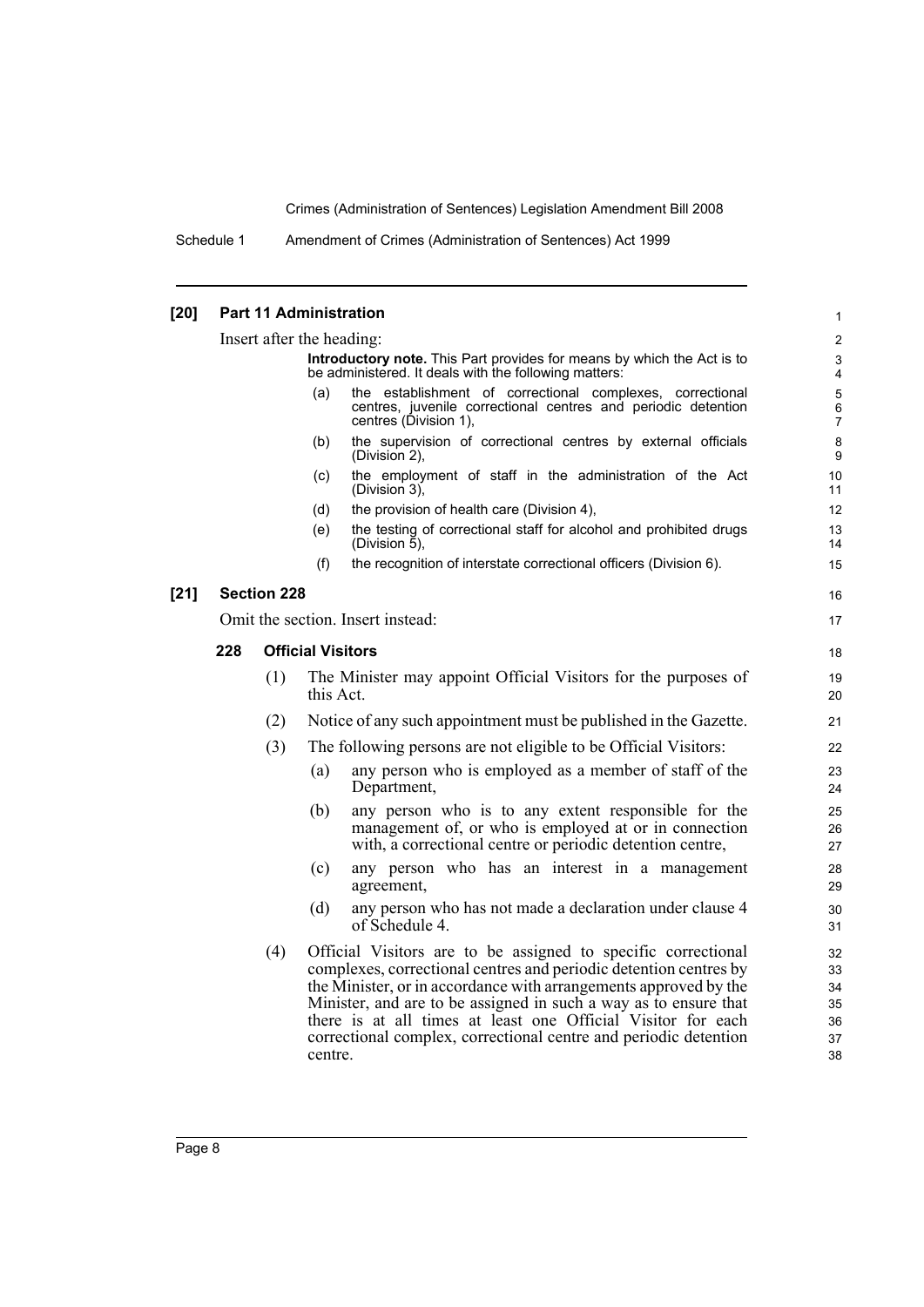## [20] Part 11 Administration

Insert after the heading:

> **Introductory note.** This Part provides for means by which the Act is to be administered. It deals with the following matters:
>
> (a) the establishment of correctional complexes, correctional centres, juvenile correctional centres and periodic detention centres (Division 1),
>
> (b) the supervision of correctional centres by external officials (Division 2),
>
> (c) the employment of staff in the administration of the Act (Division 3),
>
> (d) the provision of health care (Division 4),
>
> (e) the testing of correctional staff for alcohol and prohibited drugs (Division 5),
>
> (f) the recognition of interstate correctional officers (Division 6).

## [21] Section 228

Omit the section. Insert instead:

### 228 Official Visitors

(1) The Minister may appoint Official Visitors for the purposes of this Act.

(2) Notice of any such appointment must be published in the Gazette.

(3) The following persons are not eligible to be Official Visitors:

- (a) any person who is employed as a member of staff of the Department,
- (b) any person who is to any extent responsible for the management of, or who is employed at or in connection with, a correctional centre or periodic detention centre,
- (c) any person who has an interest in a management agreement,
- (d) any person who has not made a declaration under clause 4 of Schedule 4.

(4) Official Visitors are to be assigned to specific correctional complexes, correctional centres and periodic detention centres by the Minister, or in accordance with arrangements approved by the Minister, and are to be assigned in such a way as to ensure that there is at all times at least one Official Visitor for each correctional complex, correctional centre and periodic detention centre.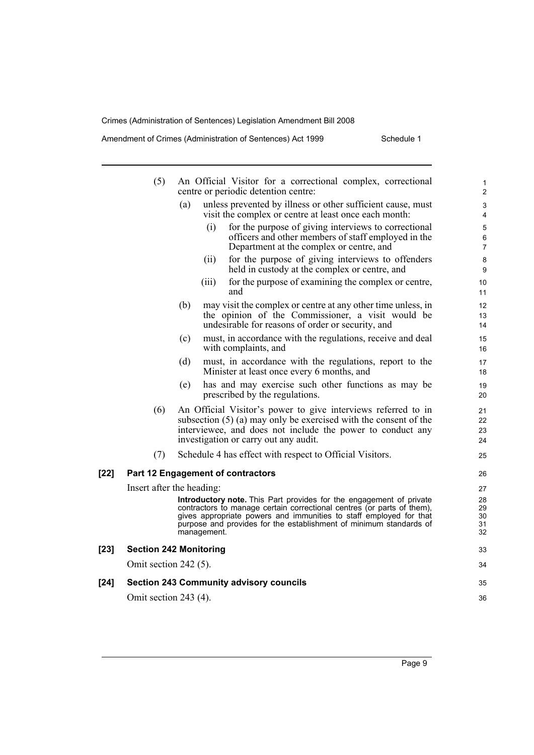(5) An Official Visitor for a correctional complex, correctional centre or periodic detention centre:

   (a) unless prevented by illness or other sufficient cause, must visit the complex or centre at least once each month:

      (i) for the purpose of giving interviews to correctional officers and other members of staff employed in the Department at the complex or centre, and

      (ii) for the purpose of giving interviews to offenders held in custody at the complex or centre, and

      (iii) for the purpose of examining the complex or centre, and

   (b) may visit the complex or centre at any other time unless, in the opinion of the Commissioner, a visit would be undesirable for reasons of order or security, and

   (c) must, in accordance with the regulations, receive and deal with complaints, and

   (d) must, in accordance with the regulations, report to the Minister at least once every 6 months, and

   (e) has and may exercise such other functions as may be prescribed by the regulations.

(6) An Official Visitor's power to give interviews referred to in subsection (5) (a) may only be exercised with the consent of the interviewee, and does not include the power to conduct any investigation or carry out any audit.

(7) Schedule 4 has effect with respect to Official Visitors.

### [22] Part 12 Engagement of contractors

Insert after the heading:

> **Introductory note.** This Part provides for the engagement of private contractors to manage certain correctional centres (or parts of them), gives appropriate powers and immunities to staff employed for that purpose and provides for the establishment of minimum standards of management.

### [23] Section 242 Monitoring

Omit section 242 (5).

### [24] Section 243 Community advisory councils

Omit section 243 (4).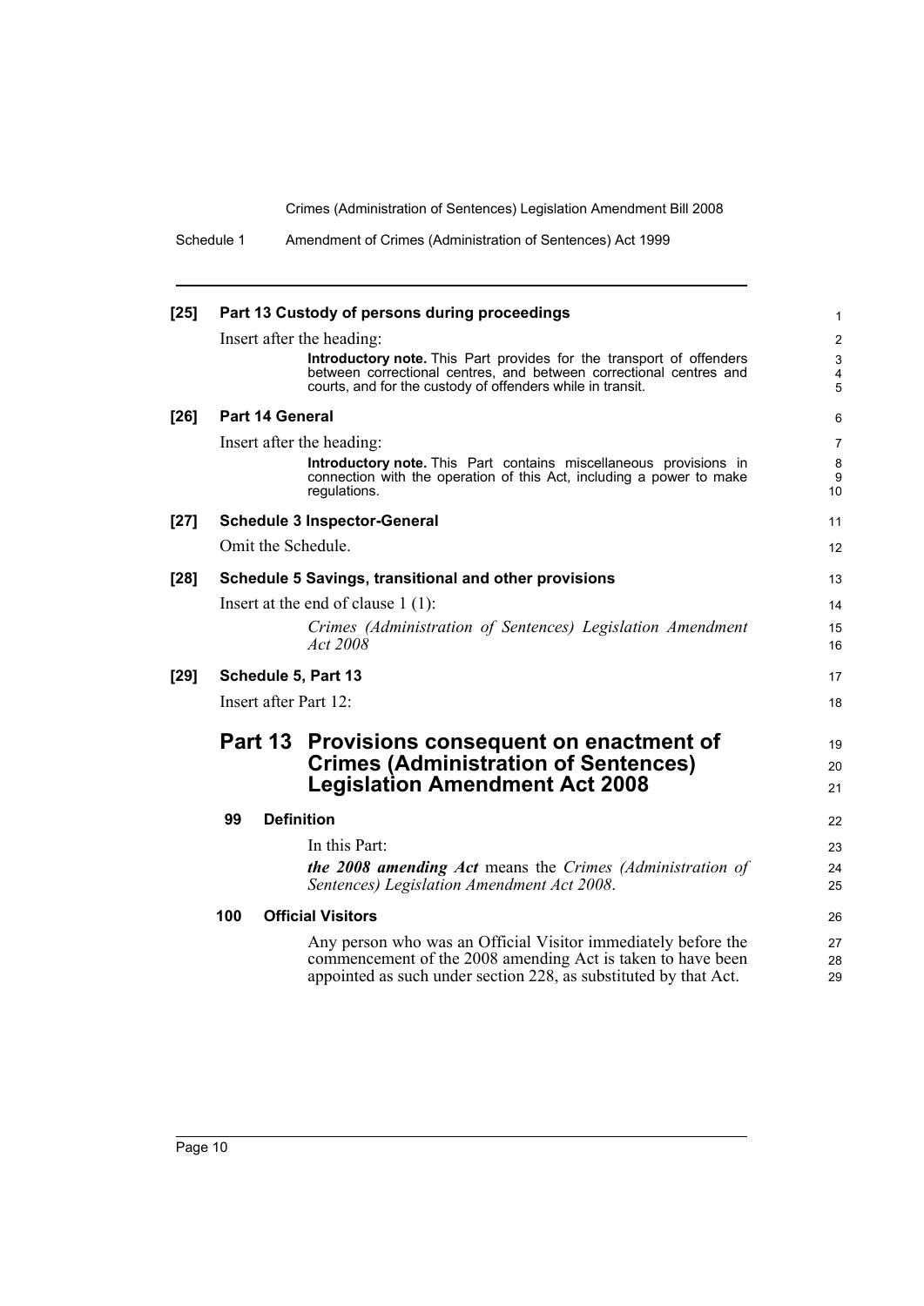**[25] Part 13 Custody of persons during proceedings**

Insert after the heading:

> **Introductory note.** This Part provides for the transport of offenders between correctional centres, and between correctional centres and courts, and for the custody of offenders while in transit.

**[26] Part 14 General**

Insert after the heading:

> **Introductory note.** This Part contains miscellaneous provisions in connection with the operation of this Act, including a power to make regulations.

**[27] Schedule 3 Inspector-General**

Omit the Schedule.

**[28] Schedule 5 Savings, transitional and other provisions**

Insert at the end of clause 1 (1):

> *Crimes (Administration of Sentences) Legislation Amendment Act 2008*

**[29] Schedule 5, Part 13**

Insert after Part 12:

## Part 13 Provisions consequent on enactment of Crimes (Administration of Sentences) Legislation Amendment Act 2008

### 99 Definition

In this Part:

***the 2008 amending Act*** means the *Crimes (Administration of Sentences) Legislation Amendment Act 2008*.

### 100 Official Visitors

Any person who was an Official Visitor immediately before the commencement of the 2008 amending Act is taken to have been appointed as such under section 228, as substituted by that Act.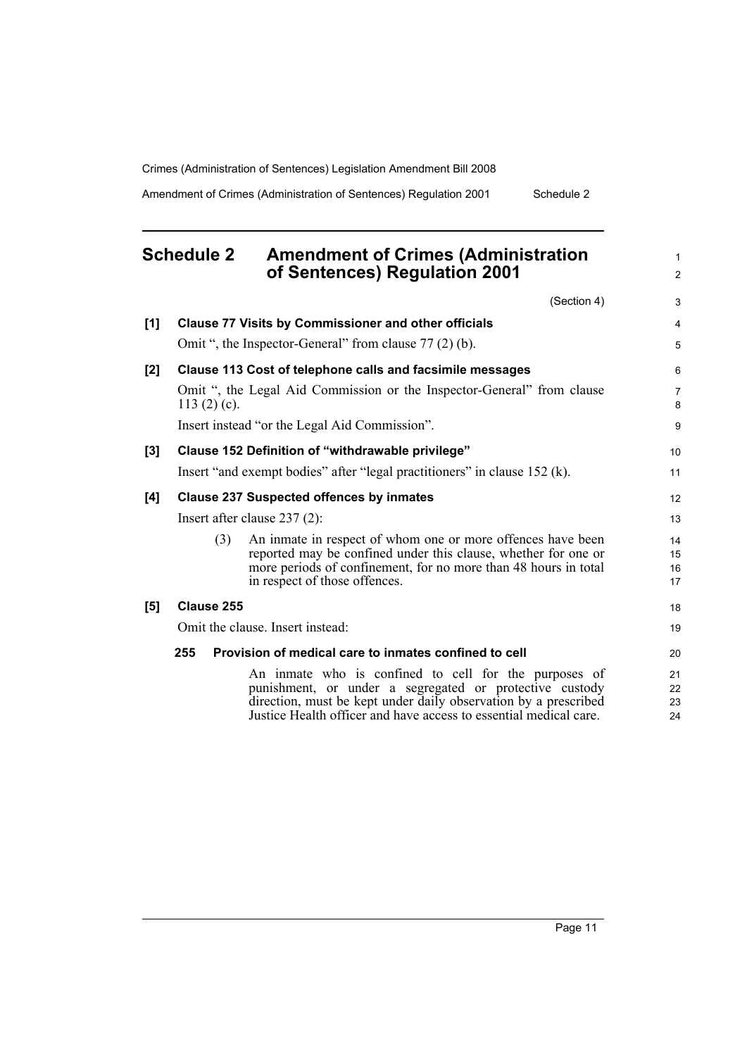## Schedule 2 Amendment of Crimes (Administration of Sentences) Regulation 2001

(Section 4)

**[1] Clause 77 Visits by Commissioner and other officials**

Omit ", the Inspector-General" from clause 77 (2) (b).

**[2] Clause 113 Cost of telephone calls and facsimile messages**

Omit ", the Legal Aid Commission or the Inspector-General" from clause 113 (2) (c).

Insert instead "or the Legal Aid Commission".

**[3] Clause 152 Definition of "withdrawable privilege"**

Insert "and exempt bodies" after "legal practitioners" in clause 152 (k).

**[4] Clause 237 Suspected offences by inmates**

Insert after clause 237 (2):

(3) An inmate in respect of whom one or more offences have been reported may be confined under this clause, whether for one or more periods of confinement, for no more than 48 hours in total in respect of those offences.

**[5] Clause 255**

Omit the clause. Insert instead:

**255 Provision of medical care to inmates confined to cell**

An inmate who is confined to cell for the purposes of punishment, or under a segregated or protective custody direction, must be kept under daily observation by a prescribed Justice Health officer and have access to essential medical care.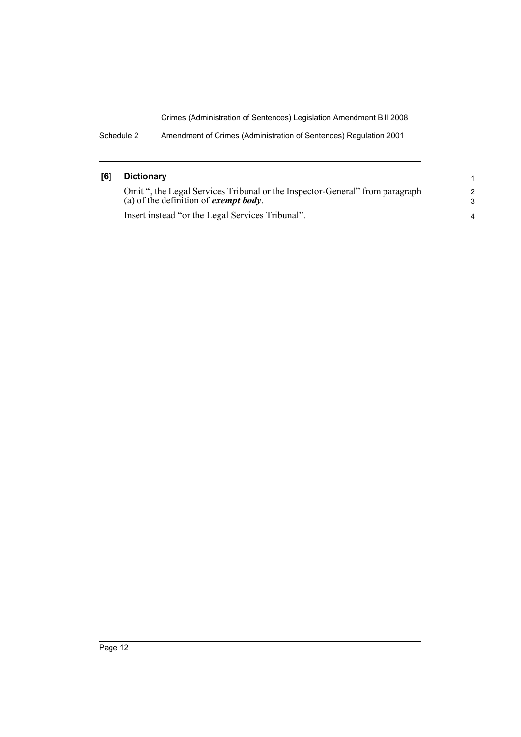### [6] Dictionary

Omit ", the Legal Services Tribunal or the Inspector-General" from paragraph (a) of the definition of ***exempt body***.

Insert instead "or the Legal Services Tribunal".